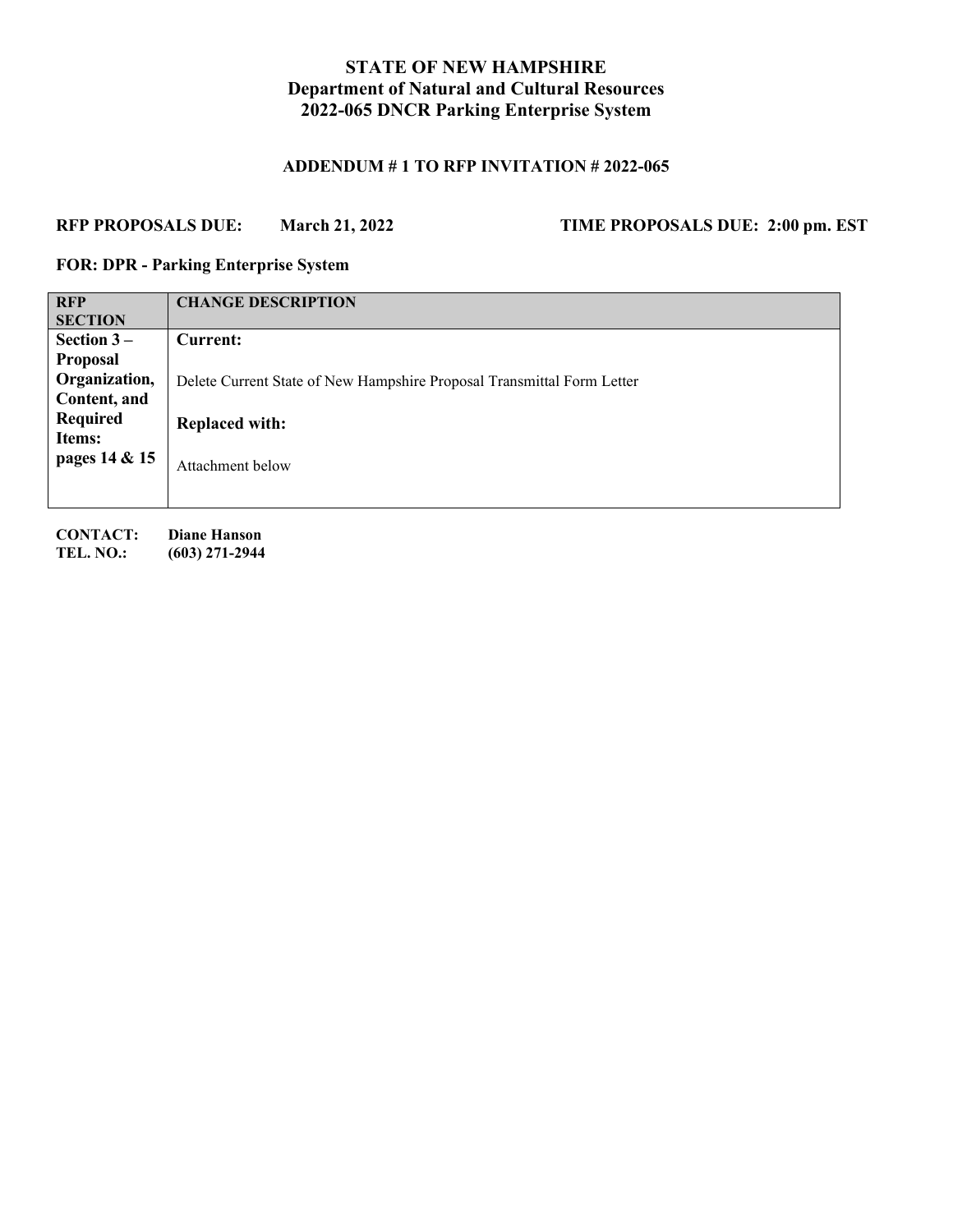# STATE OF NEW HAMPSHIRE
## Department of Natural and Cultural Resources
## 2022-065 DNCR Parking Enterprise System

### ADDENDUM # 1 TO RFP INVITATION # 2022-065

**RFP PROPOSALS DUE:** **March 21, 2022** **TIME PROPOSALS DUE: 2:00 pm. EST**

**FOR: DPR - Parking Enterprise System**

| RFP SECTION | CHANGE DESCRIPTION |
|---|---|
| **Section 3 – Proposal Organization, Content, and Required Items: pages 14 & 15** | **Current:**<br><br>Delete Current State of New Hampshire Proposal Transmittal Form Letter<br><br>**Replaced with:**<br><br>Attachment below |

**CONTACT:** **Diane Hanson**
**TEL. NO.:** **(603) 271-2944**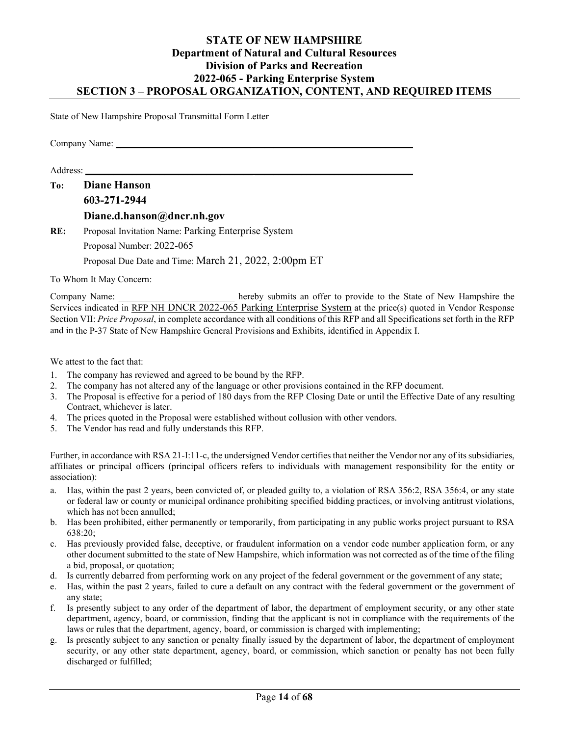State of New Hampshire Proposal Transmittal Form Letter

Company Name: \_\_\_\_\_\_\_\_\_\_\_\_\_\_\_\_\_\_\_\_\_\_\_\_\_\_\_\_\_\_\_\_\_\_\_\_\_\_\_\_\_\_\_\_\_\_\_\_\_\_\_\_\_\_\_\_

Address: \_\_\_\_\_\_\_\_\_\_\_\_\_\_\_\_\_\_\_\_\_\_\_\_\_\_\_\_\_\_\_\_\_\_\_\_\_\_\_\_\_\_\_\_\_\_\_\_\_\_\_\_\_\_\_\_\_\_\_\_

**To:** **Diane Hanson**
**603-271-2944**
**Diane.d.hanson@dncr.nh.gov**

**RE:** Proposal Invitation Name: Parking Enterprise System
Proposal Number: 2022-065
Proposal Due Date and Time: March 21, 2022, 2:00pm ET

To Whom It May Concern:

Company Name: \_\_\_\_\_\_\_\_\_\_\_\_\_\_\_\_\_\_\_\_\_\_\_\_ hereby submits an offer to provide to the State of New Hampshire the Services indicated in RFP NH DNCR 2022-065 Parking Enterprise System at the price(s) quoted in Vendor Response Section VII: *Price Proposal*, in complete accordance with all conditions of this RFP and all Specifications set forth in the RFP and in the P-37 State of New Hampshire General Provisions and Exhibits, identified in Appendix I.

We attest to the fact that:

1. The company has reviewed and agreed to be bound by the RFP.
2. The company has not altered any of the language or other provisions contained in the RFP document.
3. The Proposal is effective for a period of 180 days from the RFP Closing Date or until the Effective Date of any resulting Contract, whichever is later.
4. The prices quoted in the Proposal were established without collusion with other vendors.
5. The Vendor has read and fully understands this RFP.

Further, in accordance with RSA 21-I:11-c, the undersigned Vendor certifies that neither the Vendor nor any of its subsidiaries, affiliates or principal officers (principal officers refers to individuals with management responsibility for the entity or association):

a. Has, within the past 2 years, been convicted of, or pleaded guilty to, a violation of RSA 356:2, RSA 356:4, or any state or federal law or county or municipal ordinance prohibiting specified bidding practices, or involving antitrust violations, which has not been annulled;
b. Has been prohibited, either permanently or temporarily, from participating in any public works project pursuant to RSA 638:20;
c. Has previously provided false, deceptive, or fraudulent information on a vendor code number application form, or any other document submitted to the state of New Hampshire, which information was not corrected as of the time of the filing a bid, proposal, or quotation;
d. Is currently debarred from performing work on any project of the federal government or the government of any state;
e. Has, within the past 2 years, failed to cure a default on any contract with the federal government or the government of any state;
f. Is presently subject to any order of the department of labor, the department of employment security, or any other state department, agency, board, or commission, finding that the applicant is not in compliance with the requirements of the laws or rules that the department, agency, board, or commission is charged with implementing;
g. Is presently subject to any sanction or penalty finally issued by the department of labor, the department of employment security, or any other state department, agency, board, or commission, which sanction or penalty has not been fully discharged or fulfilled;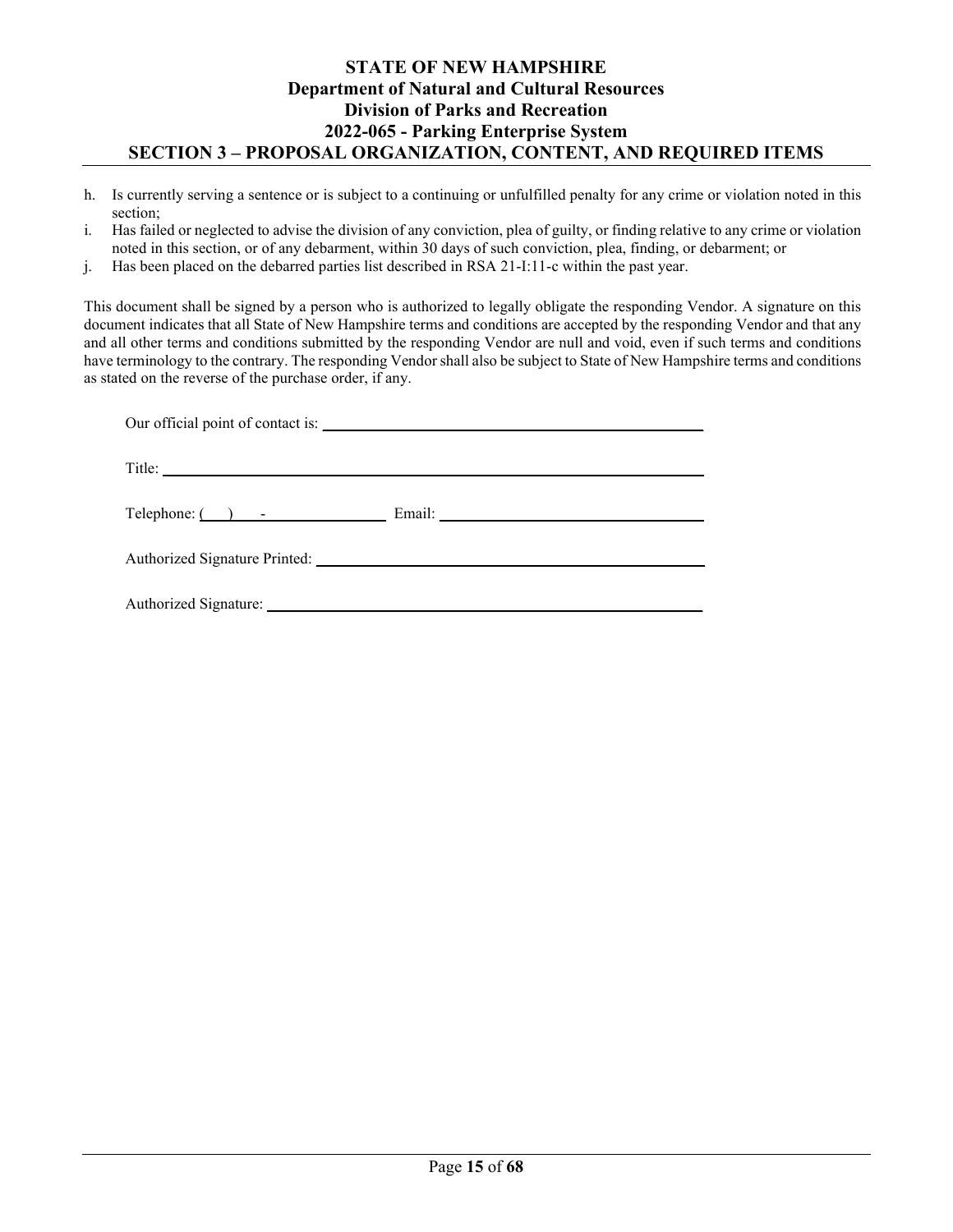h. Is currently serving a sentence or is subject to a continuing or unfulfilled penalty for any crime or violation noted in this section;
i. Has failed or neglected to advise the division of any conviction, plea of guilty, or finding relative to any crime or violation noted in this section, or of any debarment, within 30 days of such conviction, plea, finding, or debarment; or
j. Has been placed on the debarred parties list described in RSA 21-I:11-c within the past year.

This document shall be signed by a person who is authorized to legally obligate the responding Vendor. A signature on this document indicates that all State of New Hampshire terms and conditions are accepted by the responding Vendor and that any and all other terms and conditions submitted by the responding Vendor are null and void, even if such terms and conditions have terminology to the contrary. The responding Vendor shall also be subject to State of New Hampshire terms and conditions as stated on the reverse of the purchase order, if any.

Our official point of contact is: \_\_\_\_\_\_\_\_\_\_\_\_\_\_\_\_\_\_\_\_\_\_\_\_\_\_\_\_\_\_\_\_\_\_\_\_\_\_\_\_

Title: \_\_\_\_\_\_\_\_\_\_\_\_\_\_\_\_\_\_\_\_\_\_\_\_\_\_\_\_\_\_\_\_\_\_\_\_\_\_\_\_\_\_\_\_\_\_\_\_\_\_\_\_\_\_\_\_

Telephone: (   )   - \_\_\_\_\_\_\_\_\_\_\_\_\_\_ Email: \_\_\_\_\_\_\_\_\_\_\_\_\_\_\_\_\_\_\_\_\_\_\_\_\_\_\_\_

Authorized Signature Printed: \_\_\_\_\_\_\_\_\_\_\_\_\_\_\_\_\_\_\_\_\_\_\_\_\_\_\_\_\_\_\_\_\_\_\_\_\_\_\_\_\_

Authorized Signature: \_\_\_\_\_\_\_\_\_\_\_\_\_\_\_\_\_\_\_\_\_\_\_\_\_\_\_\_\_\_\_\_\_\_\_\_\_\_\_\_\_\_\_\_\_\_